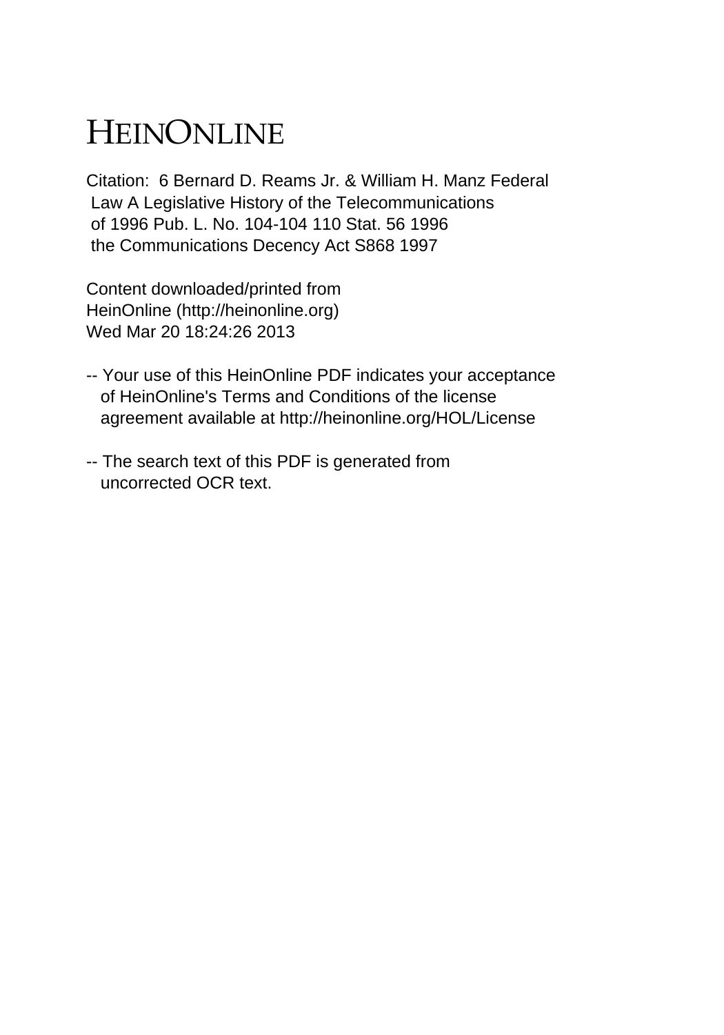# HEINONLINE

Citation: 6 Bernard D. Reams Jr. & William H. Manz Federal Law A Legislative History of the Telecommunications of 1996 Pub. L. No. 104-104 110 Stat. 56 1996 the Communications Decency Act S868 1997

Content downloaded/printed from HeinOnline (http://heinonline.org) Wed Mar 20 18:24:26 2013

-- Your use of this HeinOnline PDF indicates your acceptance of HeinOnline's Terms and Conditions of the license agreement available at http://heinonline.org/HOL/License

-- The search text of this PDF is generated from uncorrected OCR text.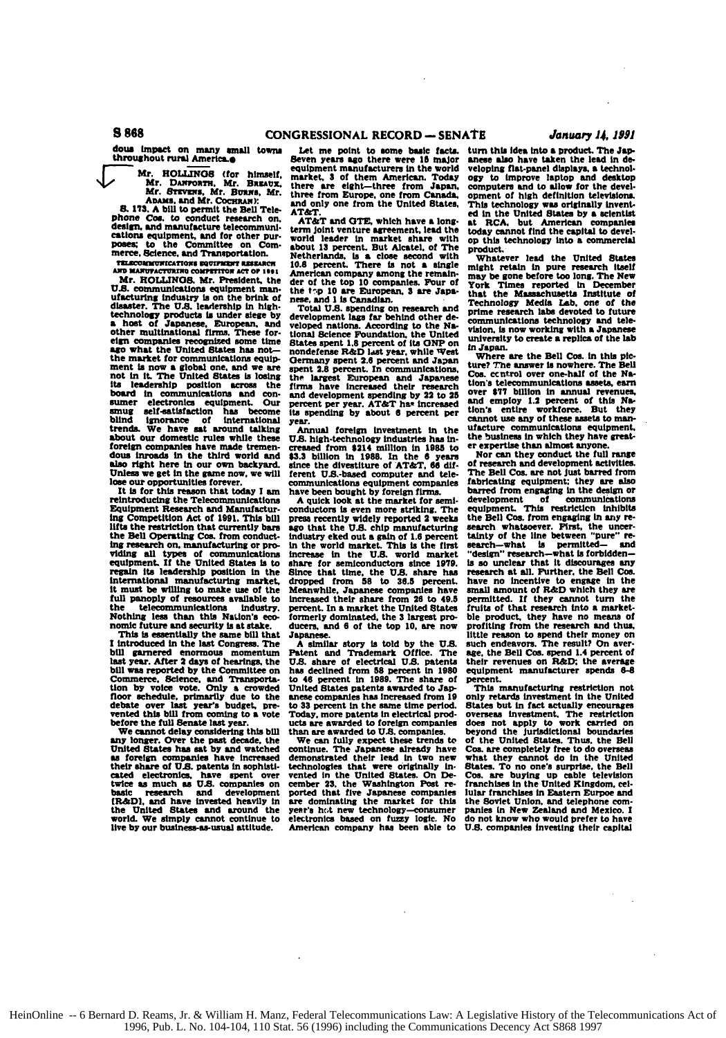dous impact on many small towns throughout rural America.●

Mr. HOLLINGS (for himself, Mr. DANFORTH, Mr. BREAUX, Mr. STEVENS, Mr. BURNS, Mr. ADAMS, and Mr. COCHRAN):

S. 173. A bill to permit the Bell Telephone Cos. to conduct research on, design, and manufacture telecommunications equipment, and for other purposes; to the Committee on Commerce, Science, and Transportation.

TELECOMMUNICATIONS EQUIPMENT RESEARCH AND MANUFACTURING COMPETITION ACT OF 1991

Mr. HOLLINGS. Mr. President, the U.S. communications equipment manufacturing industry is on the brink of disaster. The U.S. leadership in high-technology products is under siege by a host of Japanese, European, and other multinational firms. These foreign companies recognized some time ago what the United States has not—the market for communications equipment is now a global one, and we are not in it. The United States is losing its leadership position across the board in communications and consumer electronics equipment. Our smug self-satisfaction has become blind ignorance of international trends. We have sat around talking about our domestic rules while these foreign companies have made tremendous inroads in the third world and also right here in our own backyard. Unless we get in the game now, we will lose our opportunities forever.

It is for this reason that today I am reintroducing the Telecommunications Equipment Research and Manufacturing Competition Act of 1991. This bill lifts the restriction that currently bars the Bell Operating Cos. from conducting research on, manufacturing or providing all types of communications equipment. If the United States is to regain its leadership position in the international manufacturing market, it must be willing to make use of the full panoply of resources available to the telecommunications industry. Nothing less than this Nation's economic future and security is at stake.

This is essentially the same bill that I introduced in the last Congress. The bill garnered enormous momentum last year. After 2 days of hearings, the bill was reported by the Committee on Commerce, Science, and Transportation by voice vote. Only a crowded floor schedule, primarily due to the debate over last year's budget, prevented this bill from coming to a vote before the full Senate last year.

We cannot delay considering this bill any longer. Over the past decade, the United States has sat by and watched as foreign companies have increased their share of U.S. patents in sophisticated electronics, have spent over twice as much as U.S. companies on basic research and development [R&D], and have invested heavily in the United States and around the world. We simply cannot continue to live by our business-as-usual attitude.

Let me point to some basic facts. Seven years ago there were 15 major equipment manufacturers in the world market, 3 of them American. Today there are eight—three from Japan, three from Europe, one from Canada, and only one from the United States, AT&T.

AT&T and GTE, which have a long-term joint venture agreement, lead the world leader in market share with about 13 percent. But Alcatel, of The Netherlands, is a close second with 10.6 percent. There is not a single American company among the remainder of the top 10 companies. Four of the top 10 are European, 3 are Japanese, and 1 is Canadian.

Total U.S. spending on research and development lags far behind other developed nations. According to the National Science Foundation, the United States spent 1.8 percent of its GNP on nondefense R&D last year, while West Germany spent 2.6 percent and Japan spent 2.8 percent. In communications, the largest European and Japanese firms have increased their research and development spending by 22 to 25 percent per year. AT&T has increased its spending by about 6 percent per year.

Annual foreign investment in the U.S. high-technology industries has increased from $214 million in 1985 to $3.3 billion in 1988. In the 6 years since the divestiture of AT&T, 66 different U.S.-based computer and telecommunications equipment companies have been bought by foreign firms.

A quick look at the market for semiconductors is even more striking. The press recently widely reported 2 weeks ago that the U.S. chip manufacturing industry eked out a gain of 1.6 percent in the world market. This is the first increase in the U.S. world market share for semiconductors since 1979. Since that time, the U.S. share has dropped from 58 to 36.5 percent. Meanwhile, Japanese companies have increased their share from 26 to 49.5 percent. In a market the United States formerly dominated, the 3 largest producers, and 6 of the top 10, are now Japanese.

A similar story is told by the U.S. Patent and Trademark Office. The U.S. share of electrical U.S. patents has declined from 58 percent in 1980 to 46 percent in 1989. The share of United States patents awarded to Japanese companies has increased from 19 to 33 percent in the same time period. Today, more patents in electrical products are awarded to foreign companies than are awarded to U.S. companies.

We can fully expect these trends to continue. The Japanese already have demonstrated their lead in two new technologies that were originally invented in the United States. On December 23, the Washington Post reported that five Japanese companies are dominating the market for this year's hot new technology—consumer electronics based on fuzzy logic. No American company has been able to turn this idea into a product. The Japanese also have taken the lead in developing flat-panel displays, a technology to improve laptop and desktop computers and to allow for the development of high definition televisions. This technology was originally invented in the United States by a scientist at RCA, but American companies today cannot find the capital to develop this technology into a commercial product.

Whatever lead the United States might retain in pure research itself may be gone before too long. The New York Times reported in December that the Massachusetts Institute of Technology Media Lab, one of the prime research labs devoted to future communications technology and television, is now working with a Japanese university to create a replica of the lab in Japan.

Where are the Bell Cos. in this picture? The answer is nowhere. The Bell Cos. control over one-half of the Nation's telecommunications assets, earn over $77 billion in annual revenues, and employ 1.2 percent of this Nation's entire workforce. But they cannot use any of these assets to manufacture communications equipment, the business in which they have greater expertise than almost anyone.

Nor can they conduct the full range of research and development activities. The Bell Cos. are not just barred from fabricating equipment; they are also barred from engaging in the design or development of communications equipment. This restriction inhibits the Bell Cos. from engaging in any research whatsoever. First, the uncertainty of the line between "pure" research—what is permitted— and "design" research—what is forbidden—is so unclear that it discourages any research at all. Further, the Bell Cos. have no incentive to engage in the small amount of R&D which they are permitted. If they cannot turn the fruits of that research into a marketable product, they have no means of profiting from the research and thus, little reason to spend their money on such endeavors. The result? On average, the Bell Cos. spend 1.4 percent of their revenues on R&D; the average equipment manufacturer spends 6-8 percent.

This manufacturing restriction not only retards investment in the United States but in fact actually encourages overseas investment. The restriction does not apply to work carried on beyond the jurisdictional boundaries of the United States. Thus, the Bell Cos. are completely free to do overseas what they cannot do in the United States. To no one's surprise, the Bell Cos. are buying up cable television franchises in the United Kingdom, cellular franchises in Eastern Europe and the Soviet Union, and telephone companies in New Zealand and Mexico. I do not know who would prefer to have U.S. companies investing their capital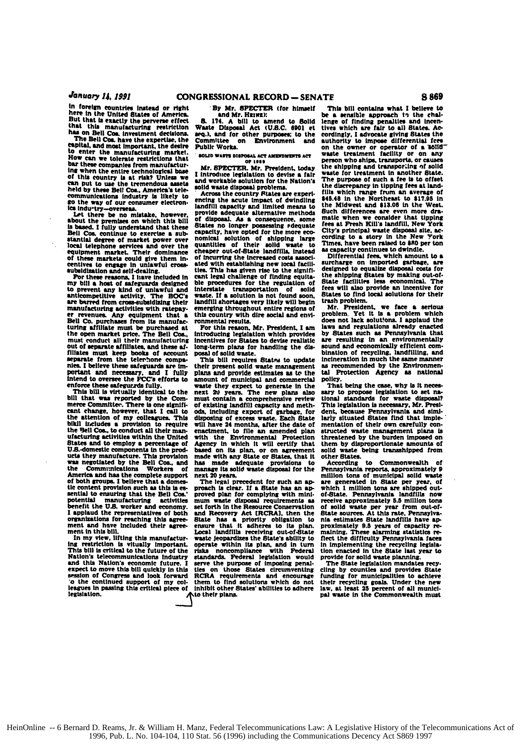in foreign countries instead or right here in the United States of America. But that is exactly the perverse effect that this manufacturing restriction has on Bell Cos. investment decisions.

The Bell Cos. have the expertise, the capital, and most important, the desire to enter the manufacturing market. How can we tolerate restrictions that bar these companies from manufacturing when the entire technological base of this country is at risk? Unless we can put to use the tremendous assets held by these Bell Cos., America's telecommunications industry is likely to go the way of our consumer electronics industry—overseas.

Let there be no mistake, however, about the premises on which this bill is based. I fully understand that these Bell Cos. continue to exercise a substantial degree of market power over local telephone services and over the equipment market. Their dominance of these markets could give them incentives to engage in unlawful cross-subsidization and self-dealing.

For these reasons, I have included in my bill a host of safeguards designed to prevent any kind of unlawful and anticompetitive activity. The BOC's are barred from cross-subsidizing their manufacturing activities with ratepayer revenues. Any equipment that a Bell Co. purchases from its manufacturing affiliate must be purchased at the open market price. The Bell Cos., must conduct all their manufacturing out of separate affiliates, and these affiliates must keep books of account separate from the telephone companies. I believe these safeguards are important and necessary, and I fully intend to oversee the FCC's efforts to enforce these safeguards fully.

This bill is virtually identical to the bill that was reported by the Commerce Committee. There is one significant change, however, that I call to the attention of my colleagues. This bill includes a provision to require the Bell Cos., to conduct all their manufacturing activities within the United States and to employ a percentage of U.S.-domestic components in the products they manufacture. This provision was negotiated by the Bell Cos., and the Communications Workers of America and has the complete support of both groups. I believe that a domestic content provision such as this is essential to ensuring that the Bell Cos.' potential manufacturing activities benefit the U.S. worker and economy. I applaud the representatives of both organizations for reaching this agreement and have included their agreement in this bill.

In my view, lifting this manufacturing restriction is vitally important. This bill is critical to the future of the Nation's telecommunications industry and this Nation's economic future. I expect to move this bill quickly in this session of Congress and look forward to the continued support of my colleagues in passing this critical piece of legislation.

By Mr. SPECTER (for himself and Mr. HEINZ):

S. 174. A bill to amend to Solid Waste Disposal Act (U.S.C. 6901 et seq.), and for other purposes; to the Committee on Environment and Public Works.

## SOLID WASTE DISPOSAL ACT AMENDMENTS ACT OF 1989

Mr. SPECTER. Mr. President, today I introduce legislation to devise a fair and workable solution for the Nation's solid waste disposal problems.

Across the country States are experiencing the acute impact of dwindling landfill capacity and limited means to provide adequate alternative methods of disposal. As a consequence, some States no longer possessing adequate capacity, have opted for the more economical solution of shipping large quantities of their solid waste to cheaper out-of-State landfills, instead of incurring the increased costs associated with establishing new local facilities. This has given rise to the significant legal challenge of finding equitable procedures for the regulation of interstate transportation of solid waste. If a solution is not found soon, landfill shortages very likely will begin emerging throughout entire regions of this country with dire social and environmental results.

For this reason, Mr. President, I am introducing legislation which provides incentives for States to devise realistic long-term plans for handling the disposal of solid waste.

This bill requires States to update their present solid waste management plans and provide estimates as to the amount of municipal and commercial waste they expect to generate in the next 20 years. The new plans also must contain a comprehensive review of existing landfill capacity and methods, including export of garbage, for disposing of excess waste. Each State will have 24 months, after the date of enactment, to file an amended plan with the Environmental Protection Agency in which it will certify that based on its plan, or on agreement made with any State or States, that it has made adequate provisions to manage its solid waste disposal for the next 20 years.

The legal precedent for such an approach is clear. If a State has an approved plan for complying with minimum waste disposal requirements as set forth in the Resource Conservation and Recovery Act [RCRA], then the State has a priority obligation to ensure that it adheres to its plan. Local landfills receiving out-of-State waste jeopardizes the State's ability to operate within its plan, and in turn risks noncompliance with Federal standards. Federal legislation would serve the purpose of imposing penalties on those States circumventing RCRA requirements and encourage them to find solutions which do not inhibit other States' abilities to adhere to their plans.

This bill contains what I believe to be a sensible approach to the challenge of finding penalties and incentives which are fair to all States. Accordingly, I advocate giving States the authority to impose differential fees on the owner or operator of a solid waste treatment facility or on any person who ships, transports, or causes the shipping and transporting of solid waste for treatment in another State. The purpose of such a fee is to offset the discrepancy in tipping fees at landfills which range from an average of $45.48 in the Northeast to $17.95 in the Midwest and $13.06 in the West. Such differences are even more dramatic when we consider that tipping fees at Fresh Kill's landfill, New York City's principal waste disposal site, according to a story in the New York Times, have been raised to $80 per ton as capacity continues to dwindle.

Differential fees, which amount to a surcharge on imported garbage, are designed to equalize disposal costs for the shipping States by making out-of-State facilities less economical. The fees will also provide an incentive for States to find local solutions for their trash problem.

Mr. President, we face a serious problem. Yet it is a problem which does not lack solutions. I applaud the laws and regulations already enacted by States such as Pennsylvania that are resulting in an environmentally sound and economically efficient combination of recycling, landfilling, and incineration in much the same manner as recommended by the Environmental Protection Agency as national policy.

That being the case, why is it necessary to propose legislation to set national standards for waste disposal? This legislation is necessary, Mr. President, because Pennsylvania and similarly situated States find that implementation of their own carefully constructed waste management plans is threatened by the burden imposed on them by disproportionate amounts of solid waste being transshipped from other States.

According to Commonwealth of Pennsylvania reports, approximately 9 million tons of municipal solid waste are generated in State per year, of which 1 million tons are shipped out-of-State. Pennsylvania landfills now receive approximately 5.5 million tons of solid waste per year from out-of-State sources. At this rate, Pennsylvania estimates State landfills have approximately 9.5 years of capacity remaining. These alarming statistics reflect the difficulty Pennsylvania faces in implementing the recycling legislation enacted in the State last year to provide for solid waste planning.

The State legislation mandates recycling by counties and provides State funding for municipalities to achieve their recycling goals. Under the new law, at least 25 percent of all municipal waste in the Commonwealth must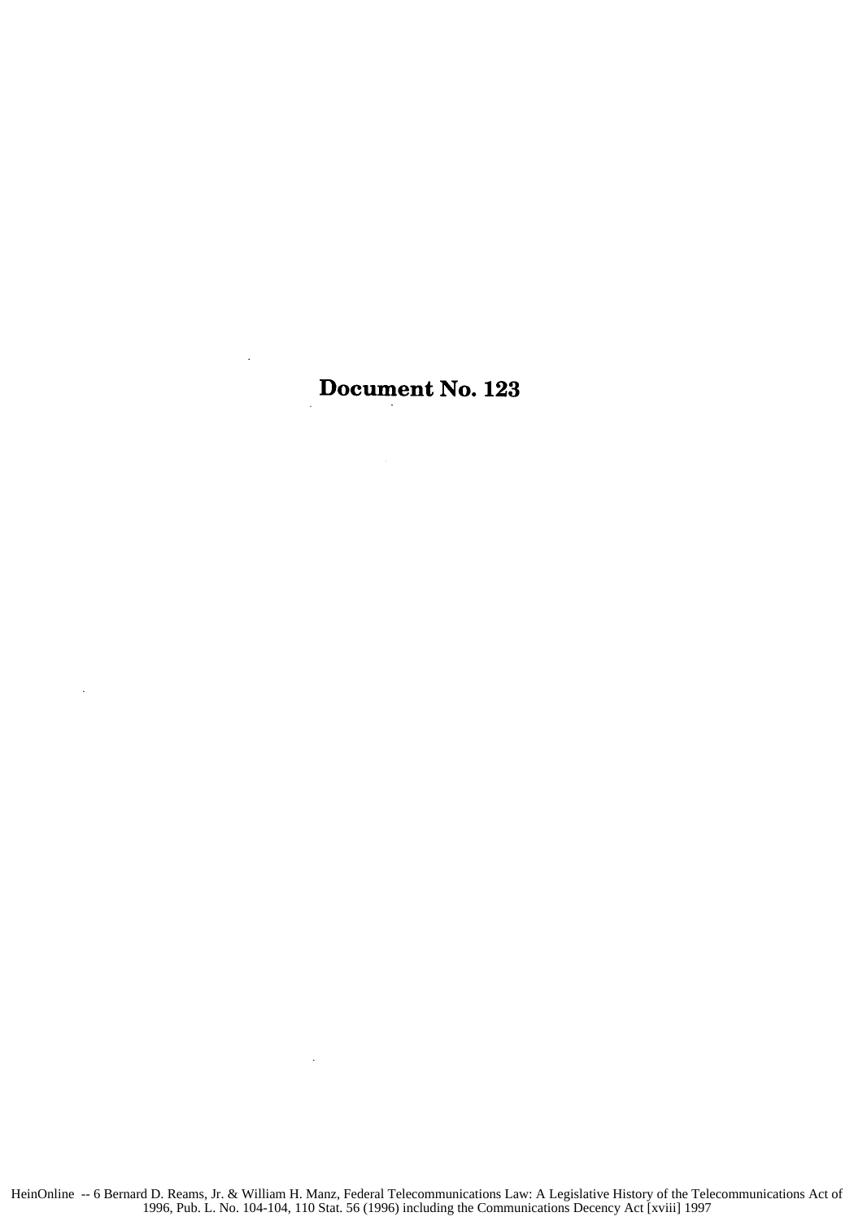# Document No. 123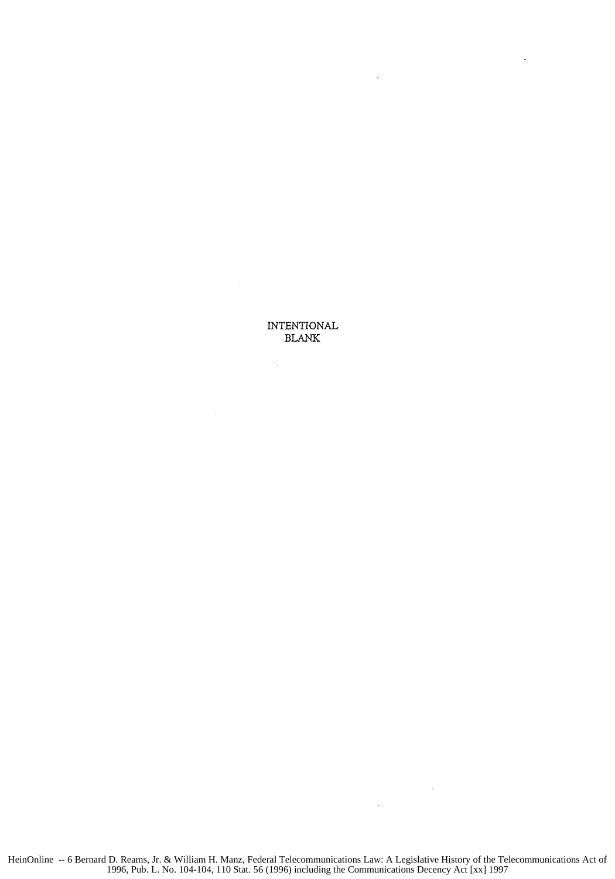INTENTIONAL
BLANK